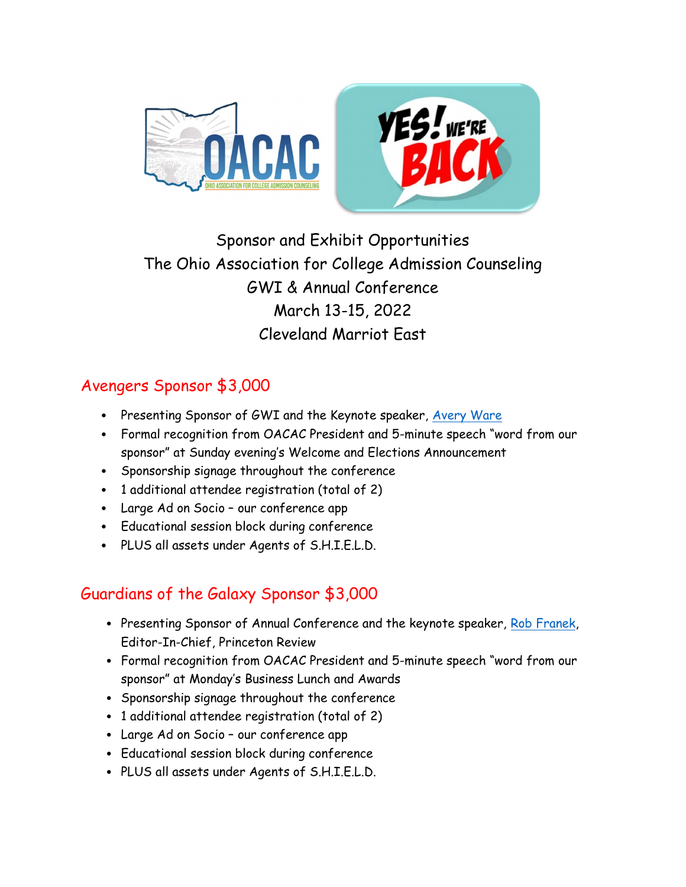Sponsor and Exhibit Opportunities
The Ohio Association for College Admission Counseling
GWI & Annual Conference
March 13-15, 2022
Cleveland Marriot East

## Avengers Sponsor $3,000

- Presenting Sponsor of GWI and the Keynote speaker, Avery Ware
- Formal recognition from OACAC President and 5-minute speech "word from our sponsor" at Sunday evening's Welcome and Elections Announcement
- Sponsorship signage throughout the conference
- 1 additional attendee registration (total of 2)
- Large Ad on Socio – our conference app
- Educational session block during conference
- PLUS all assets under Agents of S.H.I.E.L.D.

## Guardians of the Galaxy Sponsor $3,000

- Presenting Sponsor of Annual Conference and the keynote speaker, Rob Franek, Editor-In-Chief, Princeton Review
- Formal recognition from OACAC President and 5-minute speech "word from our sponsor" at Monday's Business Lunch and Awards
- Sponsorship signage throughout the conference
- 1 additional attendee registration (total of 2)
- Large Ad on Socio – our conference app
- Educational session block during conference
- PLUS all assets under Agents of S.H.I.E.L.D.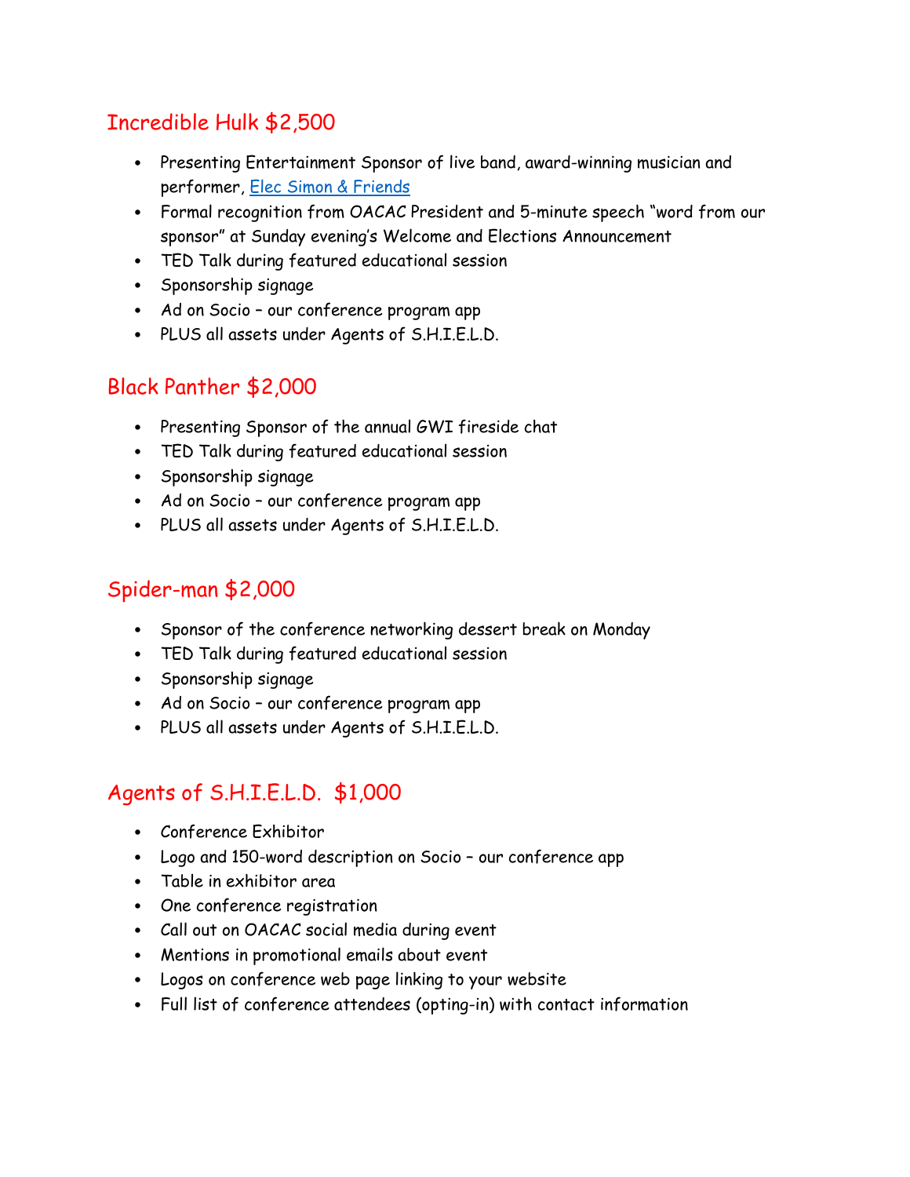## Incredible Hulk $2,500

- Presenting Entertainment Sponsor of live band, award-winning musician and performer, [Elec Simon & Friends]
- Formal recognition from OACAC President and 5-minute speech "word from our sponsor" at Sunday evening's Welcome and Elections Announcement
- TED Talk during featured educational session
- Sponsorship signage
- Ad on Socio – our conference program app
- PLUS all assets under Agents of S.H.I.E.L.D.

## Black Panther $2,000

- Presenting Sponsor of the annual GWI fireside chat
- TED Talk during featured educational session
- Sponsorship signage
- Ad on Socio – our conference program app
- PLUS all assets under Agents of S.H.I.E.L.D.

## Spider-man $2,000

- Sponsor of the conference networking dessert break on Monday
- TED Talk during featured educational session
- Sponsorship signage
- Ad on Socio – our conference program app
- PLUS all assets under Agents of S.H.I.E.L.D.

## Agents of S.H.I.E.L.D. $1,000

- Conference Exhibitor
- Logo and 150-word description on Socio – our conference app
- Table in exhibitor area
- One conference registration
- Call out on OACAC social media during event
- Mentions in promotional emails about event
- Logos on conference web page linking to your website
- Full list of conference attendees (opting-in) with contact information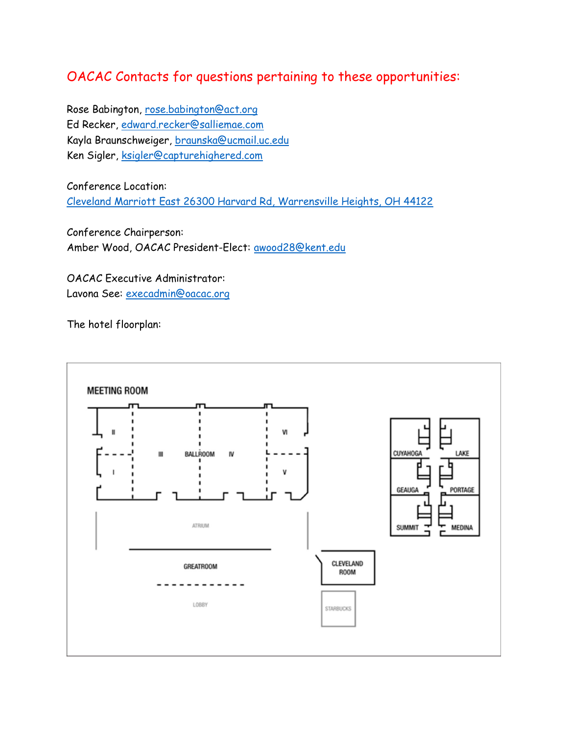## OACAC Contacts for questions pertaining to these opportunities:

Rose Babington, rose.babington@act.org
Ed Recker, edward.recker@salliemae.com
Kayla Braunschweiger, braunska@ucmail.uc.edu
Ken Sigler, ksigler@capturehighered.com

Conference Location:
Cleveland Marriott East 26300 Harvard Rd, Warrensville Heights, OH 44122

Conference Chairperson:
Amber Wood, OACAC President-Elect: awood28@kent.edu

OACAC Executive Administrator:
Lavona See: execadmin@oacac.org

The hotel floorplan:

MEETING ROOM

II
I
III
BALLROOM
IV
VI
V
ATRIUM
GREATROOM
LOBBY
CUYAHOGA
LAKE
GEAUGA
PORTAGE
SUMMIT
MEDINA
CLEVELAND ROOM
STARBUCKS